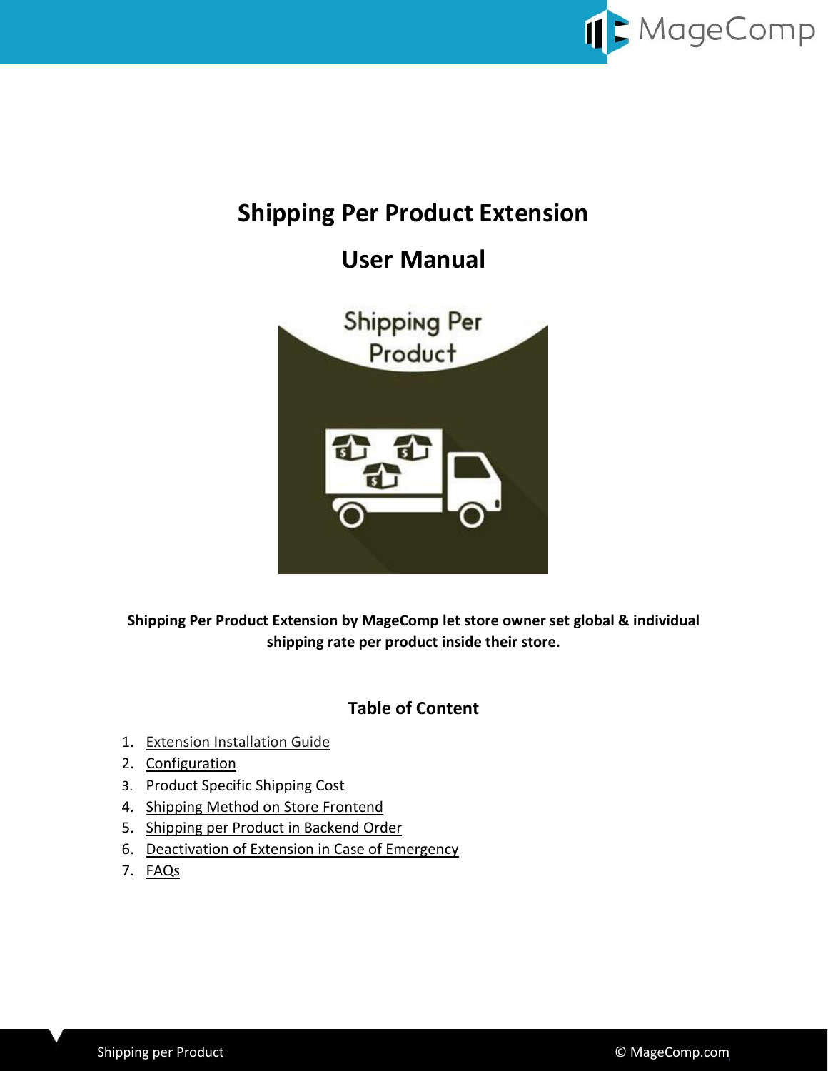# Shipping Per Product Extension

# User Manual

**Shipping Per Product Extension by MageComp let store owner set global & individual shipping rate per product inside their store.**

## Table of Content

1. Extension Installation Guide
2. Configuration
3. Product Specific Shipping Cost
4. Shipping Method on Store Frontend
5. Shipping per Product in Backend Order
6. Deactivation of Extension in Case of Emergency
7. FAQs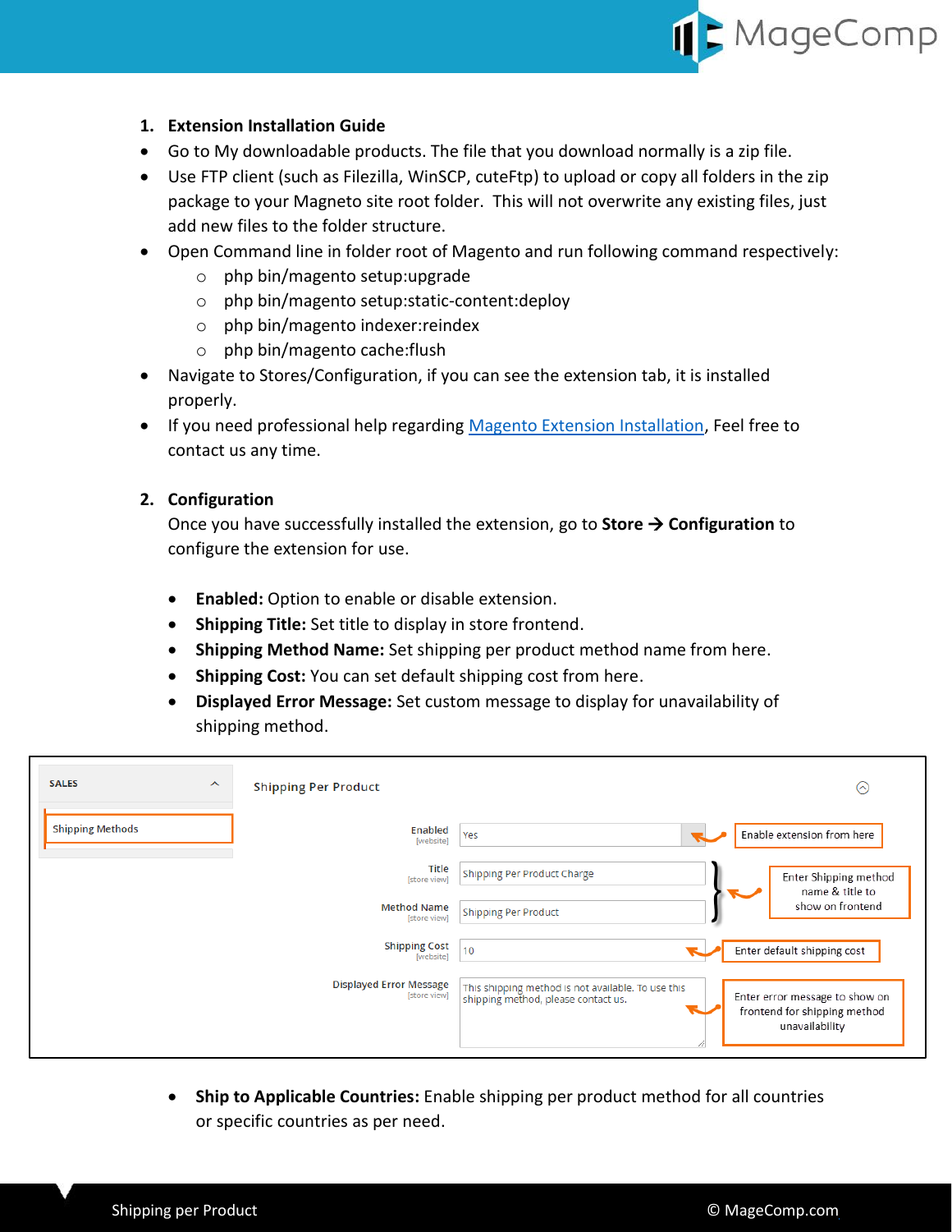1. **Extension Installation Guide**

- Go to My downloadable products. The file that you download normally is a zip file.
- Use FTP client (such as Filezilla, WinSCP, cuteFtp) to upload or copy all folders in the zip package to your Magneto site root folder. This will not overwrite any existing files, just add new files to the folder structure.
- Open Command line in folder root of Magento and run following command respectively:
  - php bin/magento setup:upgrade
  - php bin/magento setup:static-content:deploy
  - php bin/magento indexer:reindex
  - php bin/magento cache:flush
- Navigate to Stores/Configuration, if you can see the extension tab, it is installed properly.
- If you need professional help regarding [Magento Extension Installation](), Feel free to contact us any time.

2. **Configuration**

Once you have successfully installed the extension, go to **Store → Configuration** to configure the extension for use.

- **Enabled:** Option to enable or disable extension.
- **Shipping Title:** Set title to display in store frontend.
- **Shipping Method Name:** Set shipping per product method name from here.
- **Shipping Cost:** You can set default shipping cost from here.
- **Displayed Error Message:** Set custom message to display for unavailability of shipping method.

- **Ship to Applicable Countries:** Enable shipping per product method for all countries or specific countries as per need.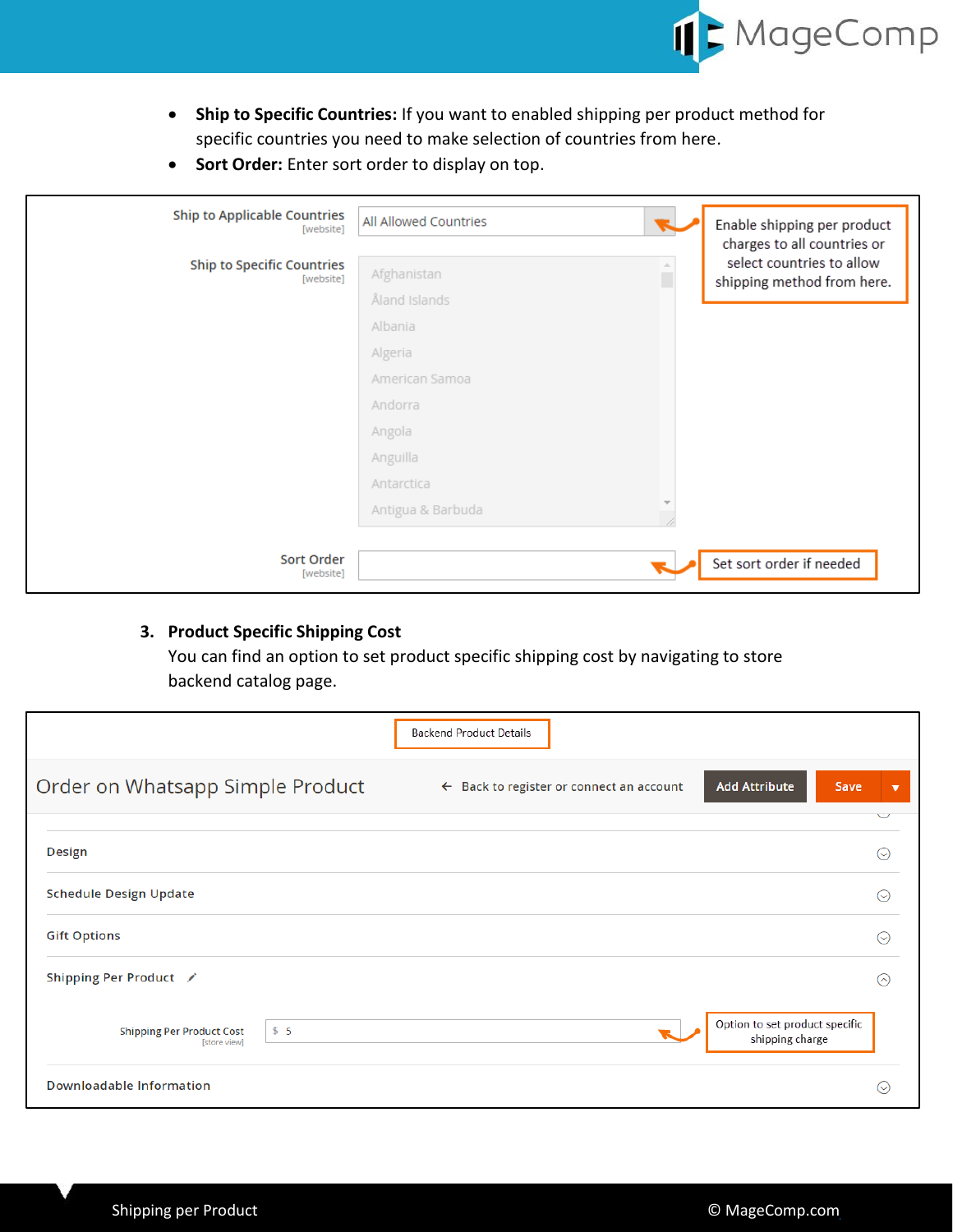- **Ship to Specific Countries:** If you want to enabled shipping per product method for specific countries you need to make selection of countries from here.
- **Sort Order:** Enter sort order to display on top.

Ship to Applicable Countries [website] — All Allowed Countries

Ship to Specific Countries [website] — Afghanistan, Åland Islands, Albania, Algeria, American Samoa, Andorra, Angola, Anguilla, Antarctica, Antigua & Barbuda

Enable shipping per product charges to all countries or select countries to allow shipping method from here.

Sort Order [website]

Set sort order if needed

### 3. Product Specific Shipping Cost

You can find an option to set product specific shipping cost by navigating to store backend catalog page.

Backend Product Details

Order on Whatsapp Simple Product — ← Back to register or connect an account — Add Attribute — Save

- Design
- Schedule Design Update
- Gift Options
- Shipping Per Product
  - Shipping Per Product Cost [store view] — $ 5
- Downloadable Information

Option to set product specific shipping charge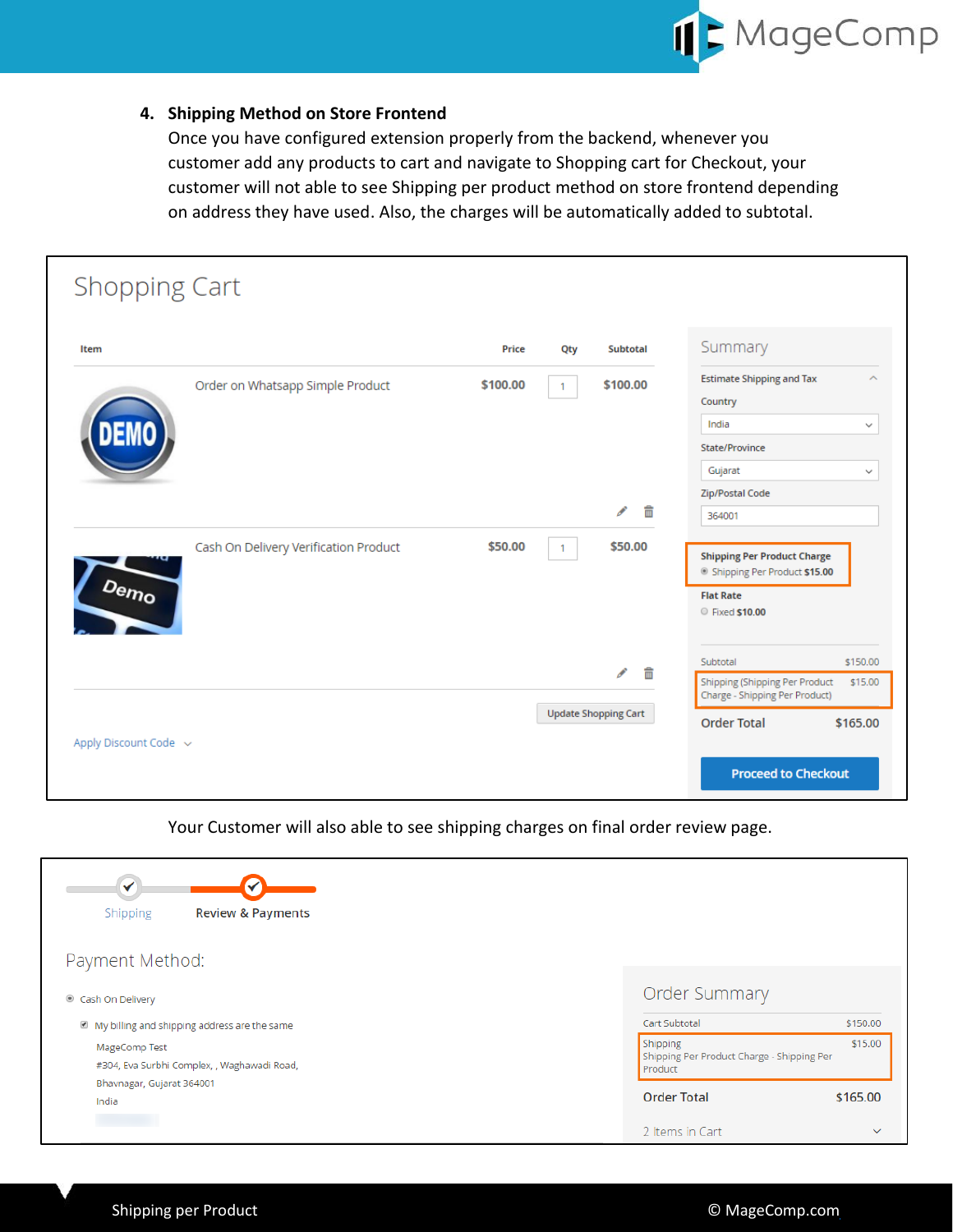4. **Shipping Method on Store Frontend**

   Once you have configured extension properly from the backend, whenever you customer add any products to cart and navigate to Shopping cart for Checkout, your customer will not able to see Shipping per product method on store frontend depending on address they have used. Also, the charges will be automatically added to subtotal.

Your Customer will also able to see shipping charges on final order review page.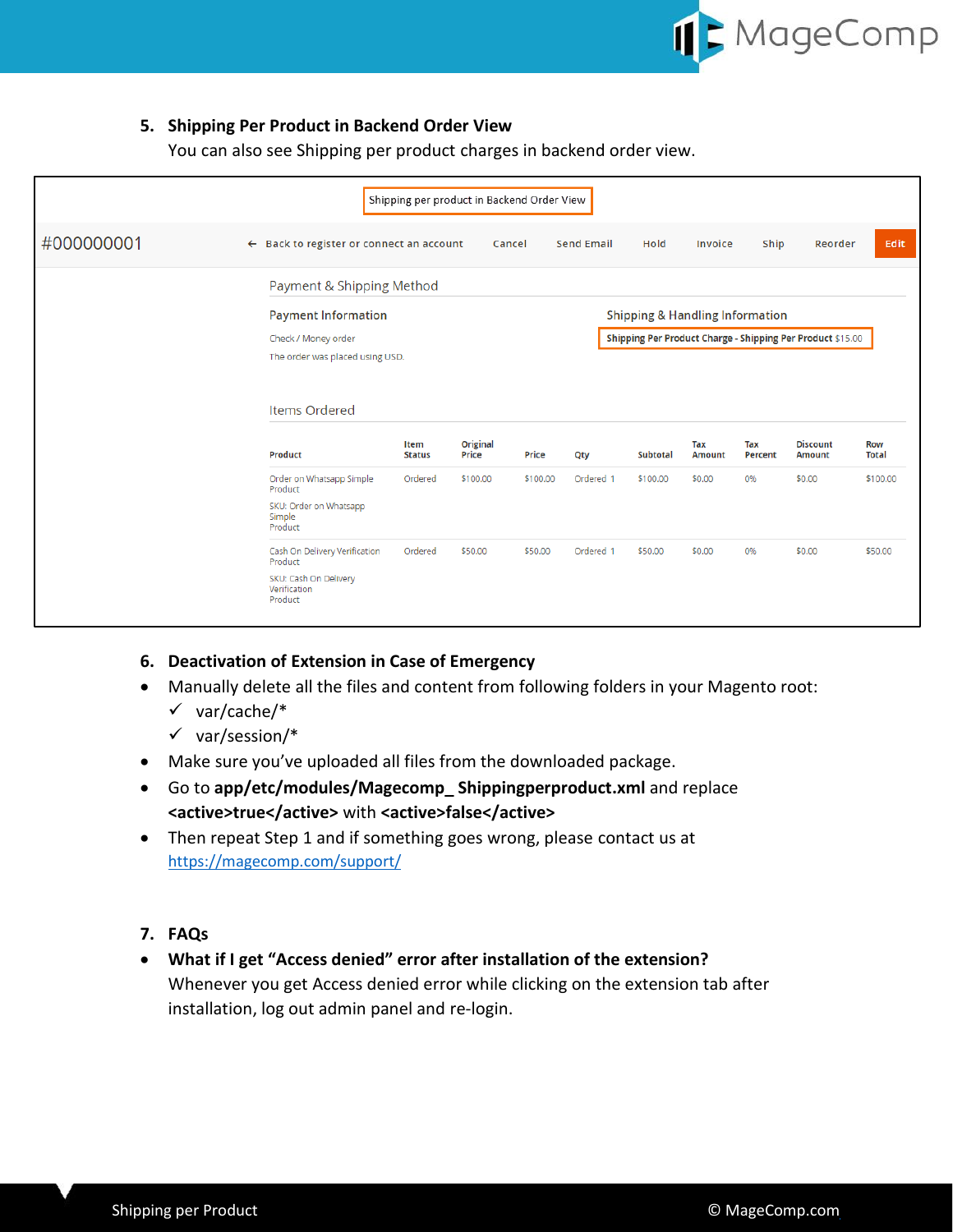## 5. Shipping Per Product in Backend Order View

You can also see Shipping per product charges in backend order view.

## 6. Deactivation of Extension in Case of Emergency

- Manually delete all the files and content from following folders in your Magento root:
  - ✓ var/cache/*
  - ✓ var/session/*
- Make sure you've uploaded all files from the downloaded package.
- Go to **app/etc/modules/Magecomp_ Shippingperproduct.xml** and replace **<active>true</active>** with **<active>false</active>**
- Then repeat Step 1 and if something goes wrong, please contact us at https://magecomp.com/support/

## 7. FAQs

- **What if I get "Access denied" error after installation of the extension?**
  Whenever you get Access denied error while clicking on the extension tab after installation, log out admin panel and re-login.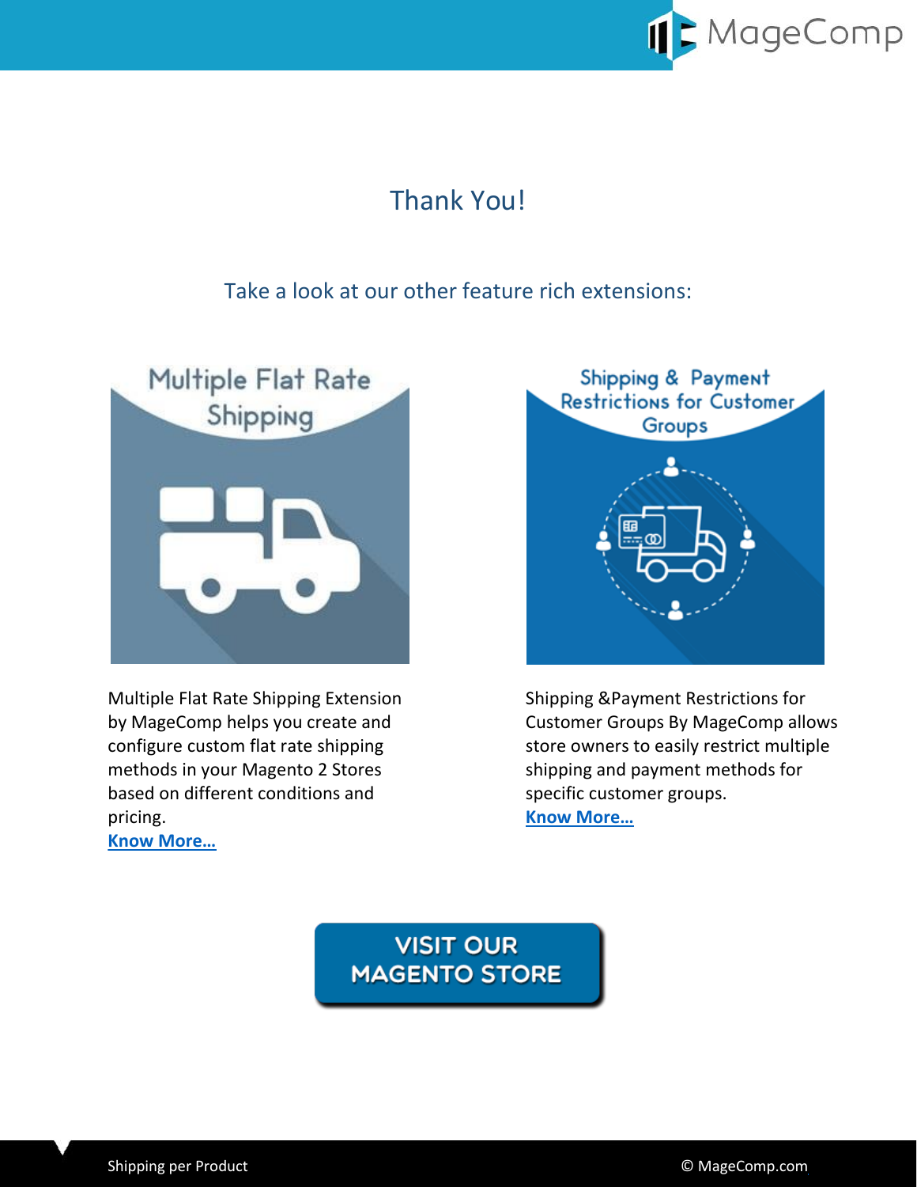# Thank You!

Take a look at our other feature rich extensions:

Multiple Flat Rate Shipping

Multiple Flat Rate Shipping Extension by MageComp helps you create and configure custom flat rate shipping methods in your Magento 2 Stores based on different conditions and pricing.
**Know More…**

Shipping & Payment Restrictions for Customer Groups

Shipping &Payment Restrictions for Customer Groups By MageComp allows store owners to easily restrict multiple shipping and payment methods for specific customer groups.
**Know More…**

**VISIT OUR MAGENTO STORE**